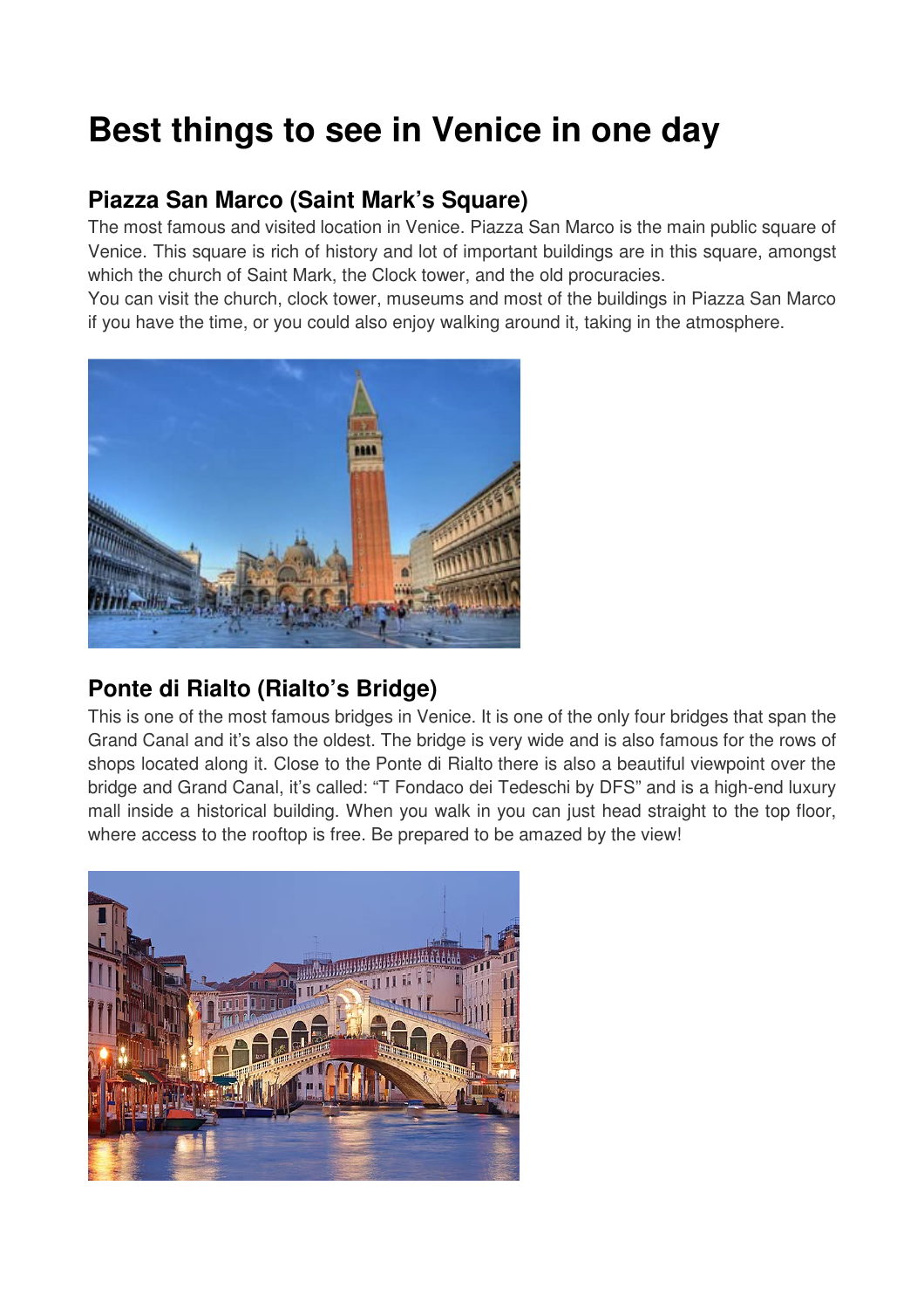# Best things to see in Venice in one day

## Piazza San Marco (Saint Mark's Square)

The most famous and visited location in Venice. Piazza San Marco is the main public square of Venice. This square is rich of history and lot of important buildings are in this square, amongst which the church of Saint Mark, the Clock tower, and the old procuracies.

You can visit the church, clock tower, museums and most of the buildings in Piazza San Marco if you have the time, or you could also enjoy walking around it, taking in the atmosphere.

## Ponte di Rialto (Rialto's Bridge)

This is one of the most famous bridges in Venice. It is one of the only four bridges that span the Grand Canal and it's also the oldest. The bridge is very wide and is also famous for the rows of shops located along it. Close to the Ponte di Rialto there is also a beautiful viewpoint over the bridge and Grand Canal, it's called: "T Fondaco dei Tedeschi by DFS" and is a high-end luxury mall inside a historical building. When you walk in you can just head straight to the top floor, where access to the rooftop is free. Be prepared to be amazed by the view!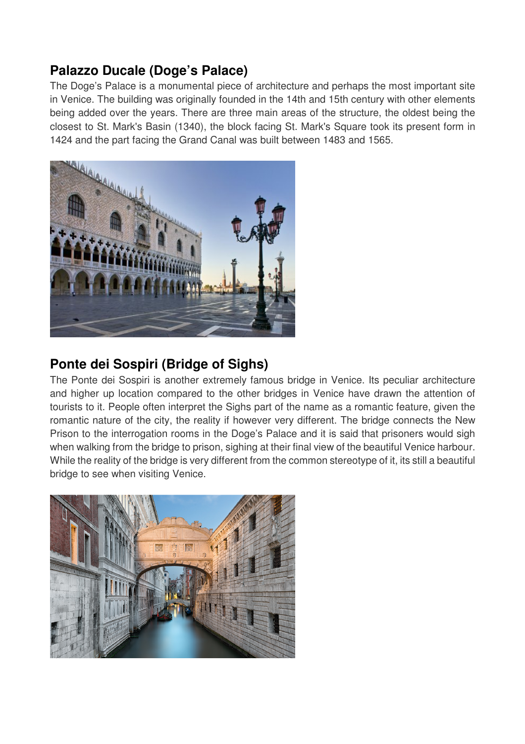## Palazzo Ducale (Doge's Palace)

The Doge's Palace is a monumental piece of architecture and perhaps the most important site in Venice. The building was originally founded in the 14th and 15th century with other elements being added over the years. There are three main areas of the structure, the oldest being the closest to St. Mark's Basin (1340), the block facing St. Mark's Square took its present form in 1424 and the part facing the Grand Canal was built between 1483 and 1565.

## Ponte dei Sospiri (Bridge of Sighs)

The Ponte dei Sospiri is another extremely famous bridge in Venice. Its peculiar architecture and higher up location compared to the other bridges in Venice have drawn the attention of tourists to it. People often interpret the Sighs part of the name as a romantic feature, given the romantic nature of the city, the reality if however very different. The bridge connects the New Prison to the interrogation rooms in the Doge's Palace and it is said that prisoners would sigh when walking from the bridge to prison, sighing at their final view of the beautiful Venice harbour. While the reality of the bridge is very different from the common stereotype of it, its still a beautiful bridge to see when visiting Venice.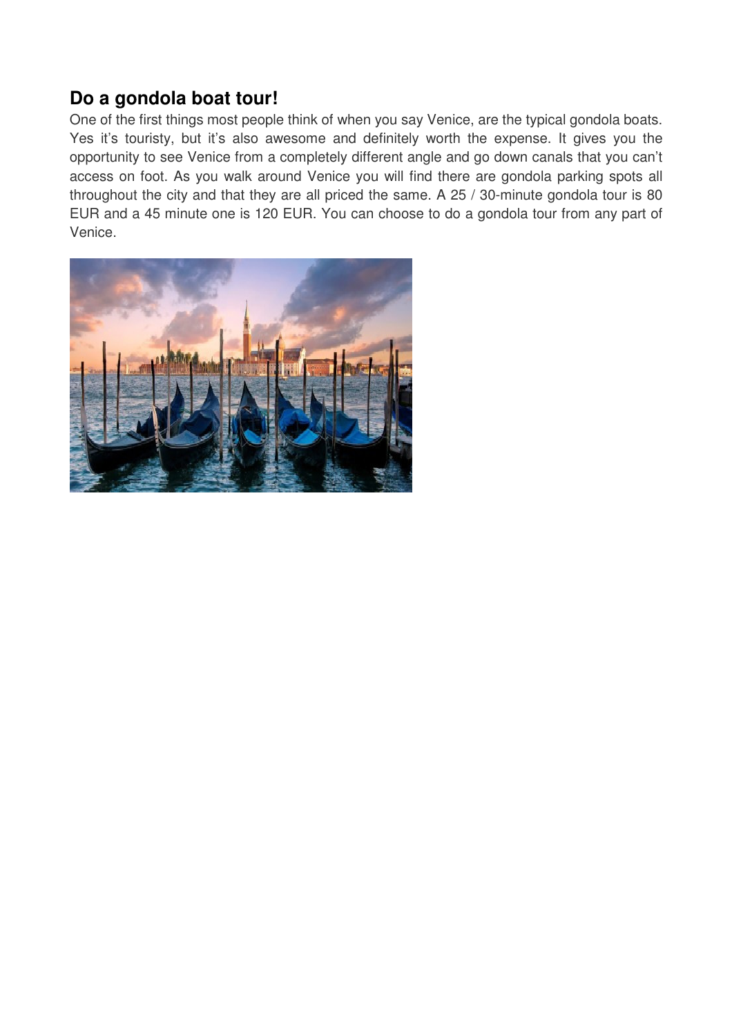## Do a gondola boat tour!

One of the first things most people think of when you say Venice, are the typical gondola boats. Yes it's touristy, but it's also awesome and definitely worth the expense. It gives you the opportunity to see Venice from a completely different angle and go down canals that you can't access on foot. As you walk around Venice you will find there are gondola parking spots all throughout the city and that they are all priced the same. A 25 / 30-minute gondola tour is 80 EUR and a 45 minute one is 120 EUR. You can choose to do a gondola tour from any part of Venice.